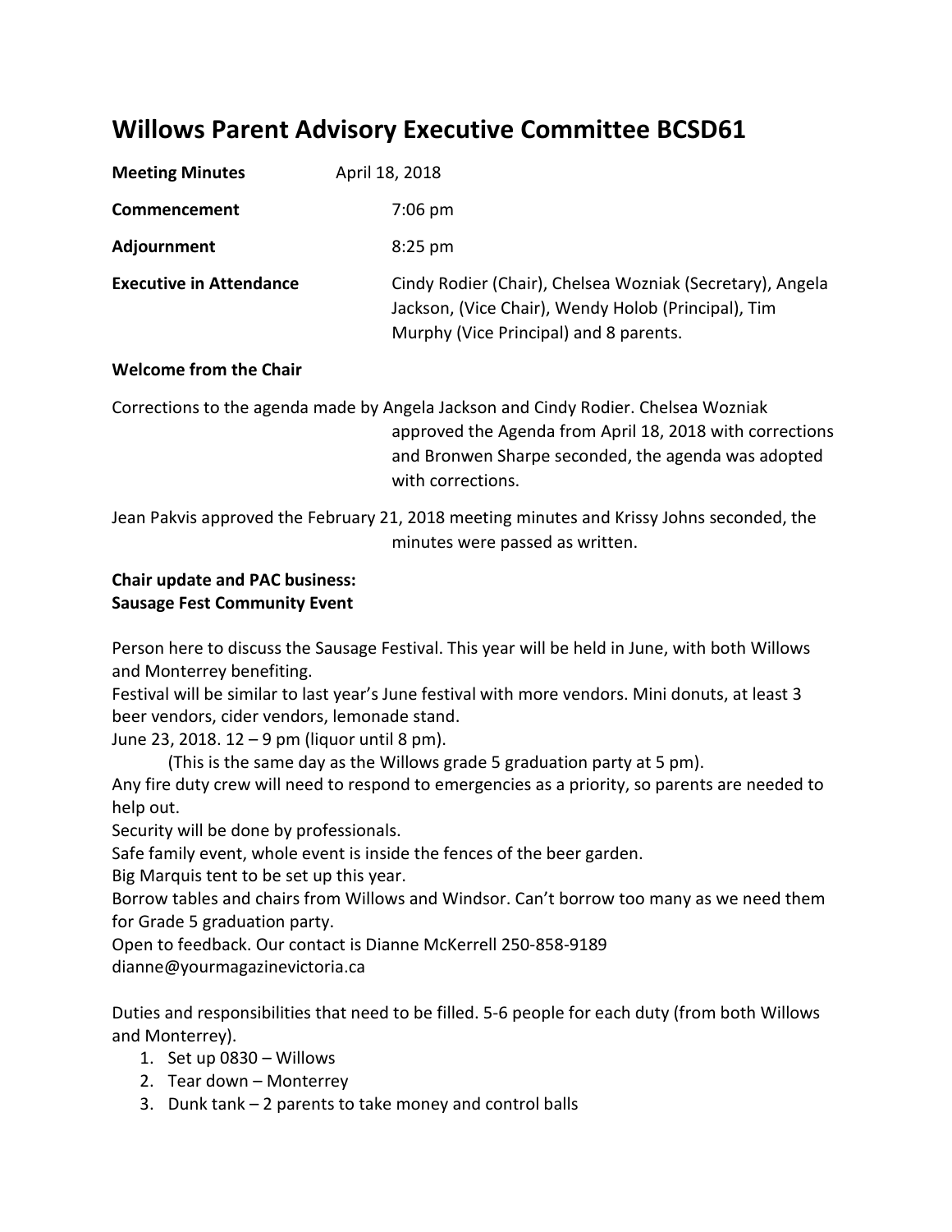# Willows Parent Advisory Executive Committee BCSD61

**Meeting Minutes** April 18, 2018

**Commencement** 7:06 pm

**Adjournment** 8:25 pm

**Executive in Attendance** Cindy Rodier (Chair), Chelsea Wozniak (Secretary), Angela Jackson, (Vice Chair), Wendy Holob (Principal), Tim Murphy (Vice Principal) and 8 parents.

**Welcome from the Chair**

Corrections to the agenda made by Angela Jackson and Cindy Rodier. Chelsea Wozniak approved the Agenda from April 18, 2018 with corrections and Bronwen Sharpe seconded, the agenda was adopted with corrections.

Jean Pakvis approved the February 21, 2018 meeting minutes and Krissy Johns seconded, the minutes were passed as written.

**Chair update and PAC business:**
**Sausage Fest Community Event**

Person here to discuss the Sausage Festival. This year will be held in June, with both Willows and Monterrey benefiting.
Festival will be similar to last year's June festival with more vendors. Mini donuts, at least 3 beer vendors, cider vendors, lemonade stand.
June 23, 2018. 12 – 9 pm (liquor until 8 pm).
(This is the same day as the Willows grade 5 graduation party at 5 pm).
Any fire duty crew will need to respond to emergencies as a priority, so parents are needed to help out.
Security will be done by professionals.
Safe family event, whole event is inside the fences of the beer garden.
Big Marquis tent to be set up this year.
Borrow tables and chairs from Willows and Windsor. Can't borrow too many as we need them for Grade 5 graduation party.
Open to feedback. Our contact is Dianne McKerrell 250-858-9189
dianne@yourmagazinevictoria.ca

Duties and responsibilities that need to be filled. 5-6 people for each duty (from both Willows and Monterrey).

1. Set up 0830 – Willows
2. Tear down – Monterrey
3. Dunk tank – 2 parents to take money and control balls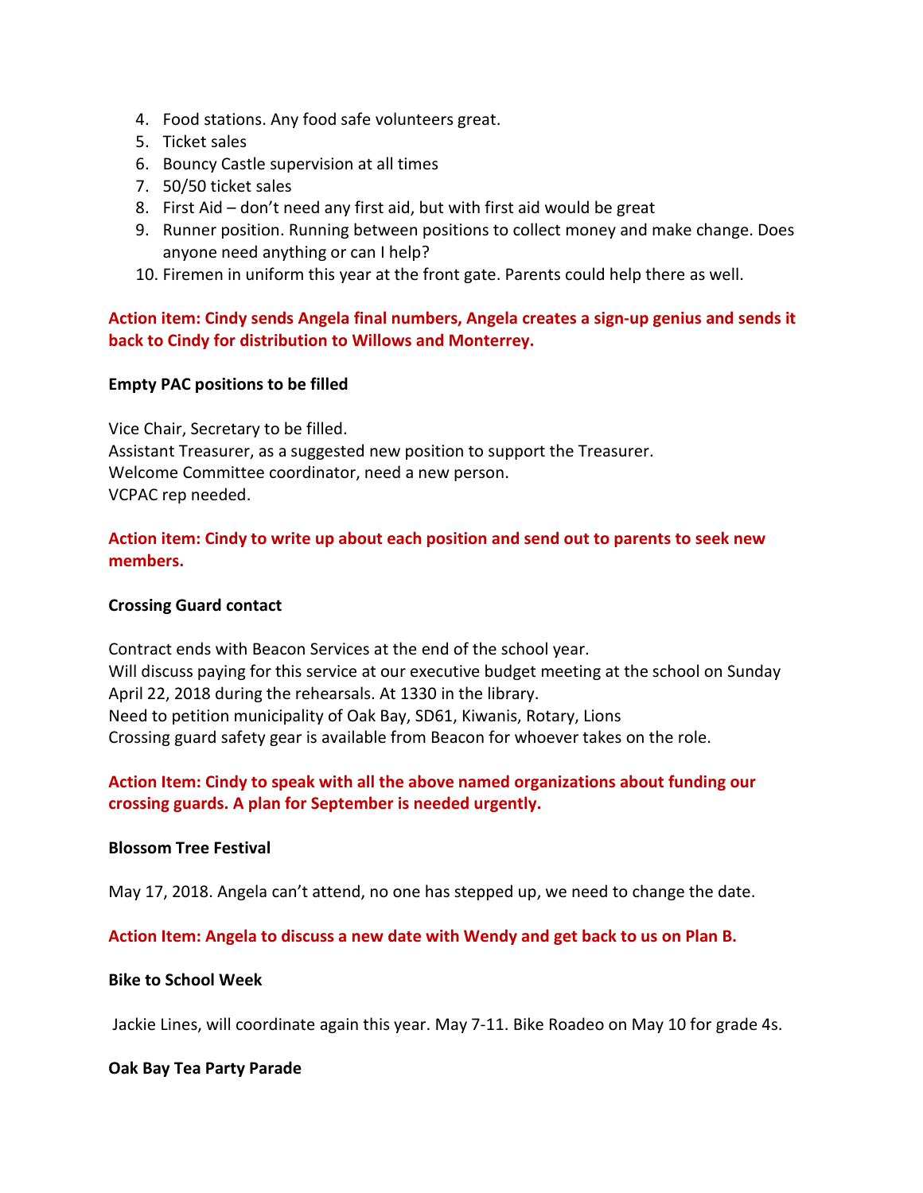4. Food stations. Any food safe volunteers great.
5. Ticket sales
6. Bouncy Castle supervision at all times
7. 50/50 ticket sales
8. First Aid – don't need any first aid, but with first aid would be great
9. Runner position. Running between positions to collect money and make change. Does anyone need anything or can I help?
10. Firemen in uniform this year at the front gate. Parents could help there as well.

**Action item: Cindy sends Angela final numbers, Angela creates a sign-up genius and sends it back to Cindy for distribution to Willows and Monterrey.**

**Empty PAC positions to be filled**

Vice Chair, Secretary to be filled.
Assistant Treasurer, as a suggested new position to support the Treasurer.
Welcome Committee coordinator, need a new person.
VCPAC rep needed.

**Action item: Cindy to write up about each position and send out to parents to seek new members.**

**Crossing Guard contact**

Contract ends with Beacon Services at the end of the school year.
Will discuss paying for this service at our executive budget meeting at the school on Sunday April 22, 2018 during the rehearsals. At 1330 in the library.
Need to petition municipality of Oak Bay, SD61, Kiwanis, Rotary, Lions
Crossing guard safety gear is available from Beacon for whoever takes on the role.

**Action Item: Cindy to speak with all the above named organizations about funding our crossing guards. A plan for September is needed urgently.**

**Blossom Tree Festival**

May 17, 2018. Angela can't attend, no one has stepped up, we need to change the date.

**Action Item: Angela to discuss a new date with Wendy and get back to us on Plan B.**

**Bike to School Week**

Jackie Lines, will coordinate again this year. May 7-11. Bike Roadeo on May 10 for grade 4s.

**Oak Bay Tea Party Parade**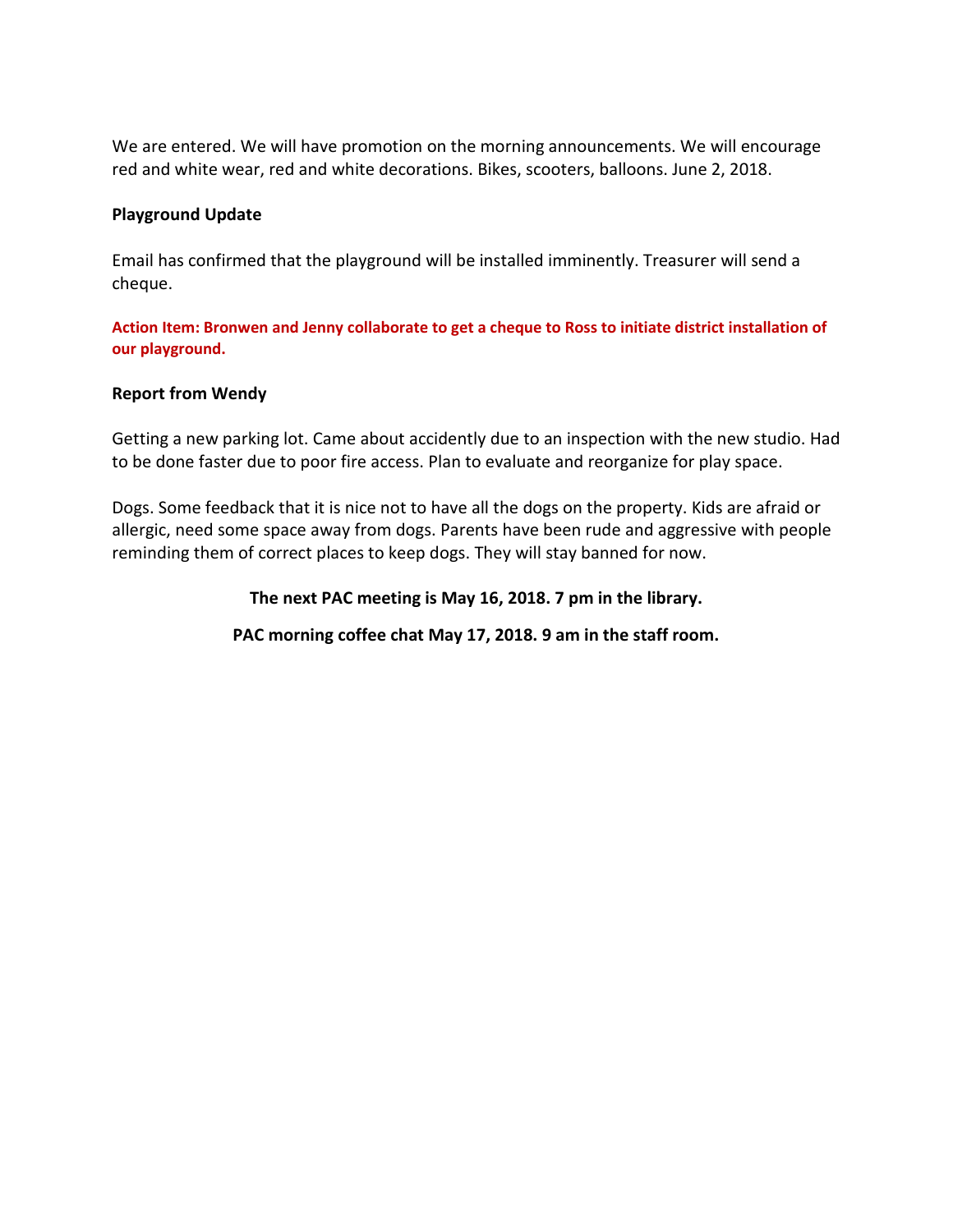We are entered. We will have promotion on the morning announcements. We will encourage red and white wear, red and white decorations. Bikes, scooters, balloons. June 2, 2018.

**Playground Update**

Email has confirmed that the playground will be installed imminently. Treasurer will send a cheque.

**Action Item: Bronwen and Jenny collaborate to get a cheque to Ross to initiate district installation of our playground.**

**Report from Wendy**

Getting a new parking lot. Came about accidently due to an inspection with the new studio. Had to be done faster due to poor fire access. Plan to evaluate and reorganize for play space.

Dogs. Some feedback that it is nice not to have all the dogs on the property. Kids are afraid or allergic, need some space away from dogs. Parents have been rude and aggressive with people reminding them of correct places to keep dogs. They will stay banned for now.

**The next PAC meeting is May 16, 2018. 7 pm in the library.**

**PAC morning coffee chat May 17, 2018. 9 am in the staff room.**